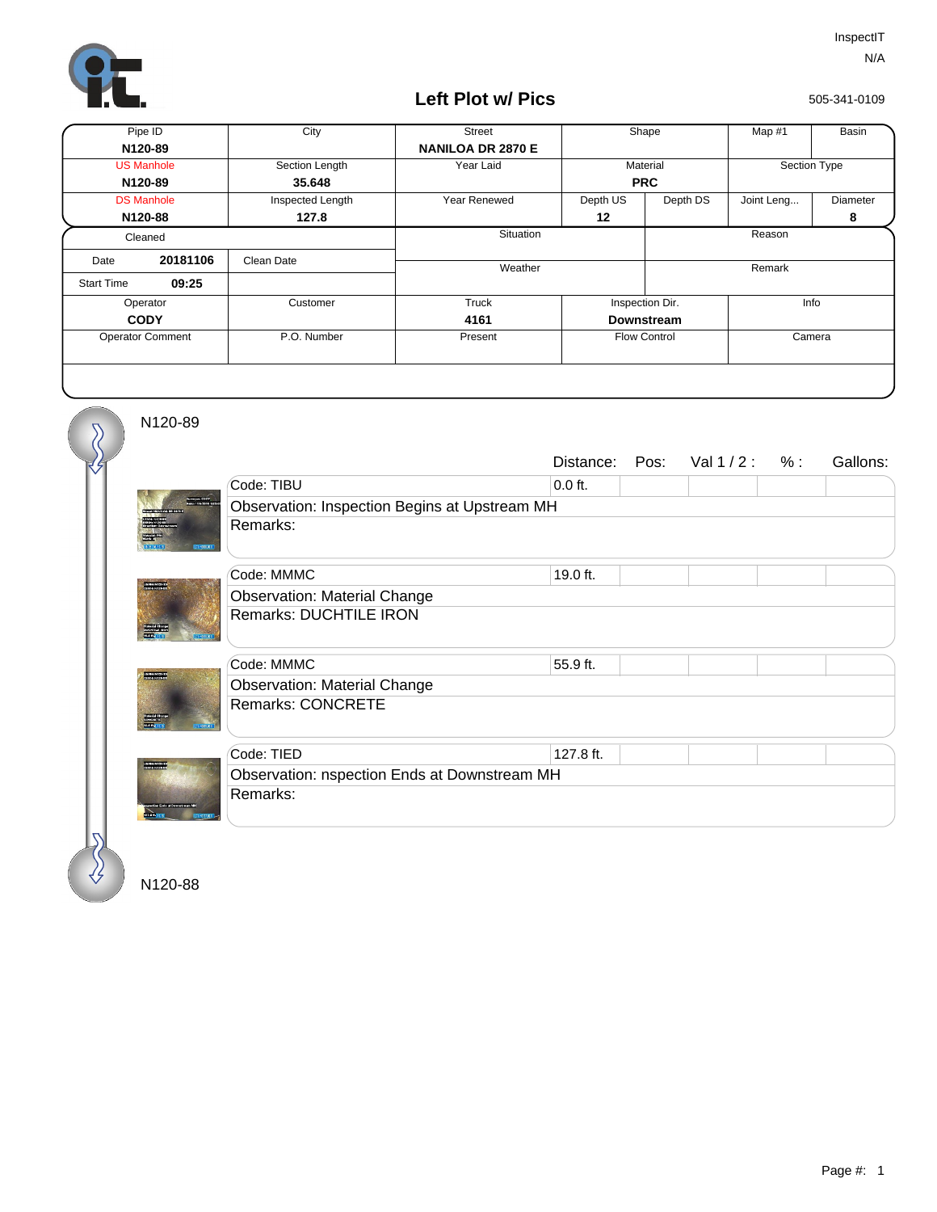InspectIT
N/A

## Left Plot w/ Pics

505-341-0109

| Pipe ID | City | Street | Shape | | Map #1 | Basin |
|---|---|---|---|---|---|---|
| **N120-89** | | **NANILOA DR 2870 E** | | | | |
| US Manhole | Section Length | Year Laid | Material | | Section Type | |
| **N120-89** | **35.648** | | **PRC** | | | |
| DS Manhole | Inspected Length | Year Renewed | Depth US | Depth DS | Joint Leng... | Diameter |
| **N120-88** | **127.8** | | **12** | | | **8** |

| Cleaned | | | Situation | Reason |
|---|---|---|---|---|
| Date | **20181106** | Clean Date | Weather | Remark |
| Start Time | **09:25** | | | |

| Operator | Customer | Truck | Inspection Dir. | Info |
|---|---|---|---|---|
| **CODY** | | **4161** | **Downstream** | |
| Operator Comment | P.O. Number | Present | Flow Control | Camera |
| | | | | |

N120-89

| Code | Distance: | Pos: | Val 1 / 2 : | % : | Gallons: |
|---|---|---|---|---|---|
| Code: TIBU | 0.0 ft. | | | | |
| Observation: Inspection Begins at Upstream MH | | | | | |
| Remarks: | | | | | |
| Code: MMMC | 19.0 ft. | | | | |
| Observation: Material Change | | | | | |
| Remarks: DUCHTILE IRON | | | | | |
| Code: MMMC | 55.9 ft. | | | | |
| Observation: Material Change | | | | | |
| Remarks: CONCRETE | | | | | |
| Code: TIED | 127.8 ft. | | | | |
| Observation: nspection Ends at Downstream MH | | | | | |
| Remarks: | | | | | |

N120-88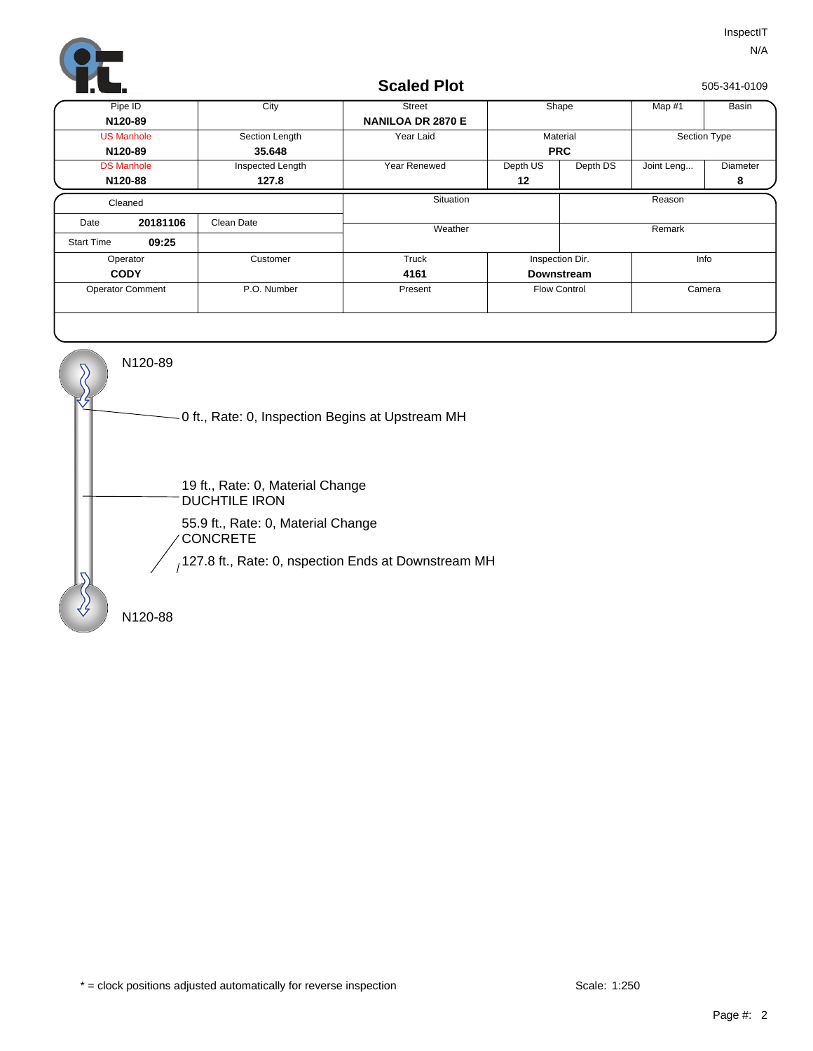InspectIT

N/A

## Scaled Plot

505-341-0109

| Pipe ID | City | Street | Shape | | Map #1 | Basin |
|---|---|---|---|---|---|---|
| N120-89 | | NANILOA DR 2870 E | | | | |
| US Manhole | Section Length | Year Laid | Material | | Section Type | |
| N120-89 | 35.648 | | PRC | | | |
| DS Manhole | Inspected Length | Year Renewed | Depth US | Depth DS | Joint Leng... | Diameter |
| N120-88 | 127.8 | | 12 | | | 8 |

| Cleaned | | | Situation | Reason |
|---|---|---|---|---|
| Date | 20181106 | Clean Date | Weather | Remark |
| Start Time | 09:25 | | | |

| Operator | Customer | Truck | Inspection Dir. | Info |
|---|---|---|---|---|
| CODY | | 4161 | Downstream | |
| Operator Comment | P.O. Number | Present | Flow Control | Camera |

N120-89

0 ft., Rate: 0, Inspection Begins at Upstream MH

19 ft., Rate: 0, Material Change
DUCHTILE IRON

55.9 ft., Rate: 0, Material Change
CONCRETE

127.8 ft., Rate: 0, nspection Ends at Downstream MH

N120-88

* = clock positions adjusted automatically for reverse inspection

Scale: 1:250